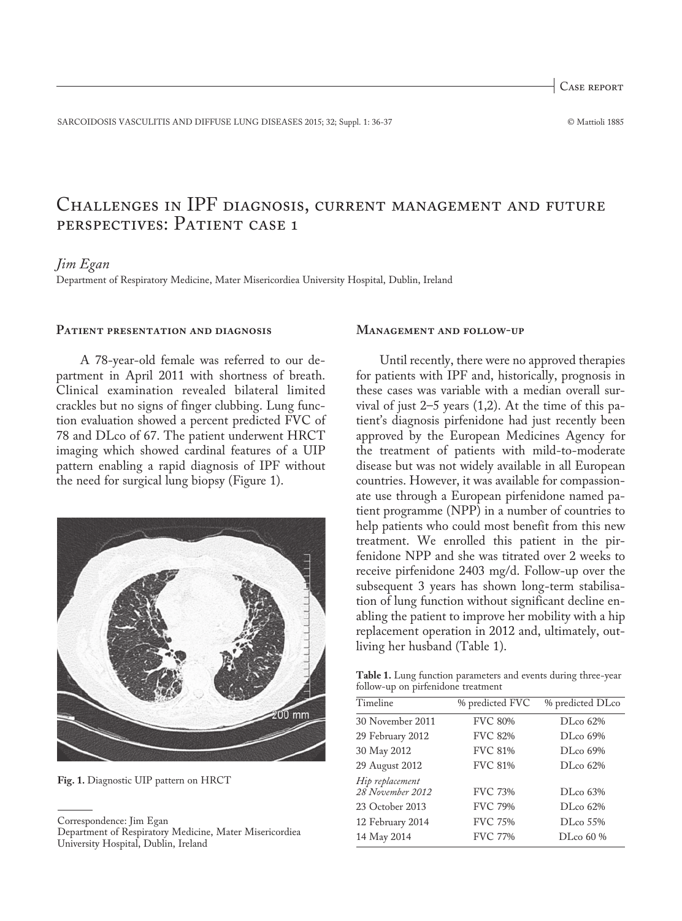Case report

# Challenges in IPF diagnosis, current management and future perspectives: Patient case 1

*Jim Egan*

Department of Respiratory Medicine, Mater Misericordiea University Hospital, Dublin, Ireland

## Patient presentation and diagnosis

A 78-year-old female was referred to our department in April 2011 with shortness of breath. Clinical examination revealed bilateral limited crackles but no signs of finger clubbing. Lung function evaluation showed a percent predicted FVC of 78 and DLco of 67. The patient underwent HRCT imaging which showed cardinal features of a UIP pattern enabling a rapid diagnosis of IPF without the need for surgical lung biopsy (Figure 1).

**Fig. 1.** Diagnostic UIP pattern on HRCT

## Management and follow-up

Until recently, there were no approved therapies for patients with IPF and, historically, prognosis in these cases was variable with a median overall survival of just 2–5 years (1,2). At the time of this patient's diagnosis pirfenidone had just recently been approved by the European Medicines Agency for the treatment of patients with mild-to-moderate disease but was not widely available in all European countries. However, it was available for compassionate use through a European pirfenidone named patient programme (NPP) in a number of countries to help patients who could most benefit from this new treatment. We enrolled this patient in the pirfenidone NPP and she was titrated over 2 weeks to receive pirfenidone 2403 mg/d. Follow-up over the subsequent 3 years has shown long-term stabilisation of lung function without significant decline enabling the patient to improve her mobility with a hip replacement operation in 2012 and, ultimately, outliving her husband (Table 1).

**Table 1.** Lung function parameters and events during three-year follow-up on pirfenidone treatment

| Timeline | % predicted FVC | % predicted DLco |
|---|---|---|
| 30 November 2011 | FVC 80% | DLco 62% |
| 29 February 2012 | FVC 82% | DLco 69% |
| 30 May 2012 | FVC 81% | DLco 69% |
| 29 August 2012 | FVC 81% | DLco 62% |
| *Hip replacement* *28 November 2012* | FVC 73% | DLco 63% |
| 23 October 2013 | FVC 79% | DLco 62% |
| 12 February 2014 | FVC 75% | DLco 55% |
| 14 May 2014 | FVC 77% | DLco 60 % |

---

Correspondence: Jim Egan
Department of Respiratory Medicine, Mater Misericordiea University Hospital, Dublin, Ireland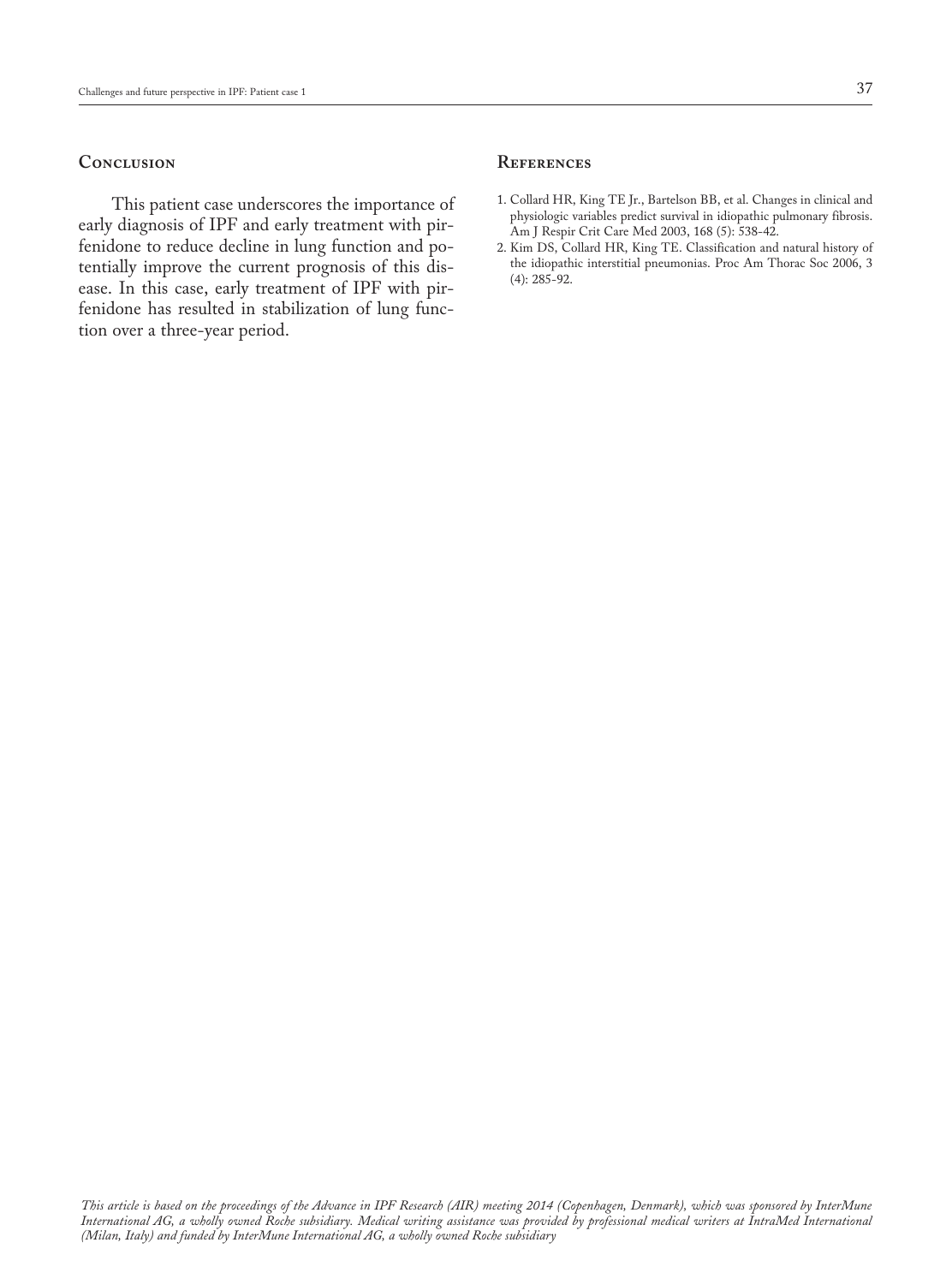## Conclusion

This patient case underscores the importance of early diagnosis of IPF and early treatment with pirfenidone to reduce decline in lung function and potentially improve the current prognosis of this disease. In this case, early treatment of IPF with pirfenidone has resulted in stabilization of lung function over a three-year period.

## References

1. Collard HR, King TE Jr., Bartelson BB, et al. Changes in clinical and physiologic variables predict survival in idiopathic pulmonary fibrosis. Am J Respir Crit Care Med 2003, 168 (5): 538-42.
2. Kim DS, Collard HR, King TE. Classification and natural history of the idiopathic interstitial pneumonias. Proc Am Thorac Soc 2006, 3 (4): 285-92.

*This article is based on the proceedings of the Advance in IPF Research (AIR) meeting 2014 (Copenhagen, Denmark), which was sponsored by InterMune International AG, a wholly owned Roche subsidiary. Medical writing assistance was provided by professional medical writers at IntraMed International (Milan, Italy) and funded by InterMune International AG, a wholly owned Roche subsidiary*